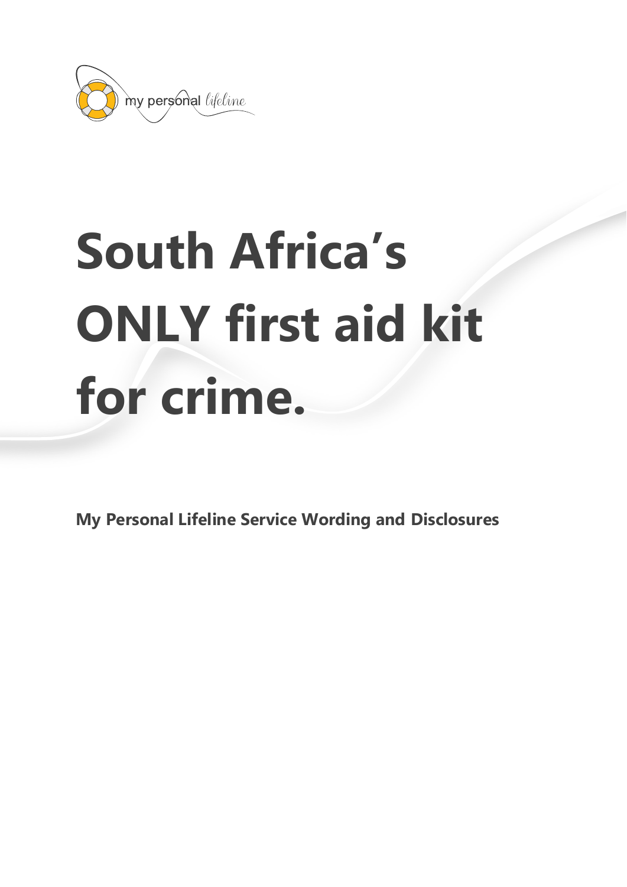my personal lifeline

# South Africa's ONLY first aid kit for crime.

**My Personal Lifeline Service Wording and Disclosures**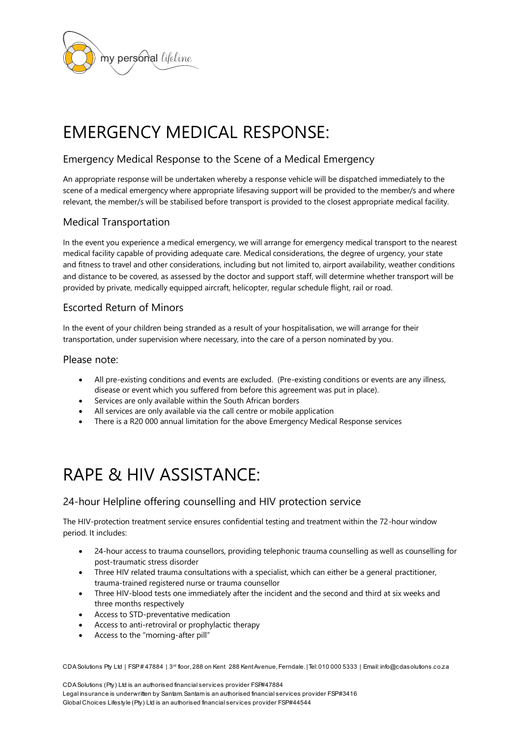# EMERGENCY MEDICAL RESPONSE:

## Emergency Medical Response to the Scene of a Medical Emergency

An appropriate response will be undertaken whereby a response vehicle will be dispatched immediately to the scene of a medical emergency where appropriate lifesaving support will be provided to the member/s and where relevant, the member/s will be stabilised before transport is provided to the closest appropriate medical facility.

## Medical Transportation

In the event you experience a medical emergency, we will arrange for emergency medical transport to the nearest medical facility capable of providing adequate care. Medical considerations, the degree of urgency, your state and fitness to travel and other considerations, including but not limited to, airport availability, weather conditions and distance to be covered, as assessed by the doctor and support staff, will determine whether transport will be provided by private, medically equipped aircraft, helicopter, regular schedule flight, rail or road.

## Escorted Return of Minors

In the event of your children being stranded as a result of your hospitalisation, we will arrange for their transportation, under supervision where necessary, into the care of a person nominated by you.

## Please note:

- All pre-existing conditions and events are excluded. (Pre-existing conditions or events are any illness, disease or event which you suffered from before this agreement was put in place).
- Services are only available within the South African borders
- All services are only available via the call centre or mobile application
- There is a R20 000 annual limitation for the above Emergency Medical Response services

# RAPE & HIV ASSISTANCE:

## 24-hour Helpline offering counselling and HIV protection service

The HIV-protection treatment service ensures confidential testing and treatment within the 72-hour window period. It includes:

- 24-hour access to trauma counsellors, providing telephonic trauma counselling as well as counselling for post-traumatic stress disorder
- Three HIV related trauma consultations with a specialist, which can either be a general practitioner, trauma-trained registered nurse or trauma counsellor
- Three HIV-blood tests one immediately after the incident and the second and third at six weeks and three months respectively
- Access to STD-preventative medication
- Access to anti-retroviral or prophylactic therapy
- Access to the "morning-after pill"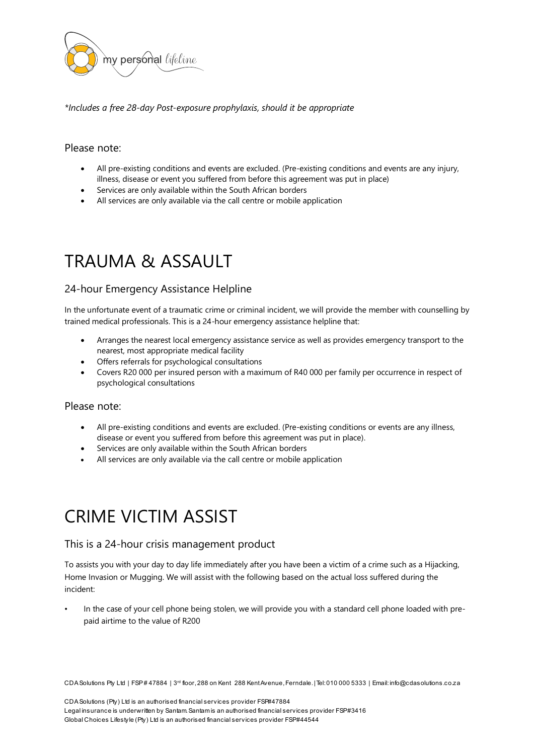*Includes a free 28-day Post-exposure prophylaxis, should it be appropriate*

Please note:

- All pre-existing conditions and events are excluded. (Pre-existing conditions and events are any injury, illness, disease or event you suffered from before this agreement was put in place)
- Services are only available within the South African borders
- All services are only available via the call centre or mobile application

# TRAUMA & ASSAULT

## 24-hour Emergency Assistance Helpline

In the unfortunate event of a traumatic crime or criminal incident, we will provide the member with counselling by trained medical professionals. This is a 24-hour emergency assistance helpline that:

- Arranges the nearest local emergency assistance service as well as provides emergency transport to the nearest, most appropriate medical facility
- Offers referrals for psychological consultations
- Covers R20 000 per insured person with a maximum of R40 000 per family per occurrence in respect of psychological consultations

Please note:

- All pre-existing conditions and events are excluded. (Pre-existing conditions or events are any illness, disease or event you suffered from before this agreement was put in place).
- Services are only available within the South African borders
- All services are only available via the call centre or mobile application

# CRIME VICTIM ASSIST

## This is a 24-hour crisis management product

To assists you with your day to day life immediately after you have been a victim of a crime such as a Hijacking, Home Invasion or Mugging. We will assist with the following based on the actual loss suffered during the incident:

- In the case of your cell phone being stolen, we will provide you with a standard cell phone loaded with pre-paid airtime to the value of R200

CDA Solutions Pty Ltd | FSP # 47884 | 3rd floor, 288 on Kent 288 Kent Avenue, Ferndale. | Tel: 010 000 5333 | Email: info@cdasolutions.co.za

CDA Solutions (Pty) Ltd is an authorised financial services provider FSP#47884
Legal insurance is underwritten by Santam. Santam is an authorised financial services provider FSP#3416
Global Choices Lifestyle (Pty) Ltd is an authorised financial services provider FSP#44544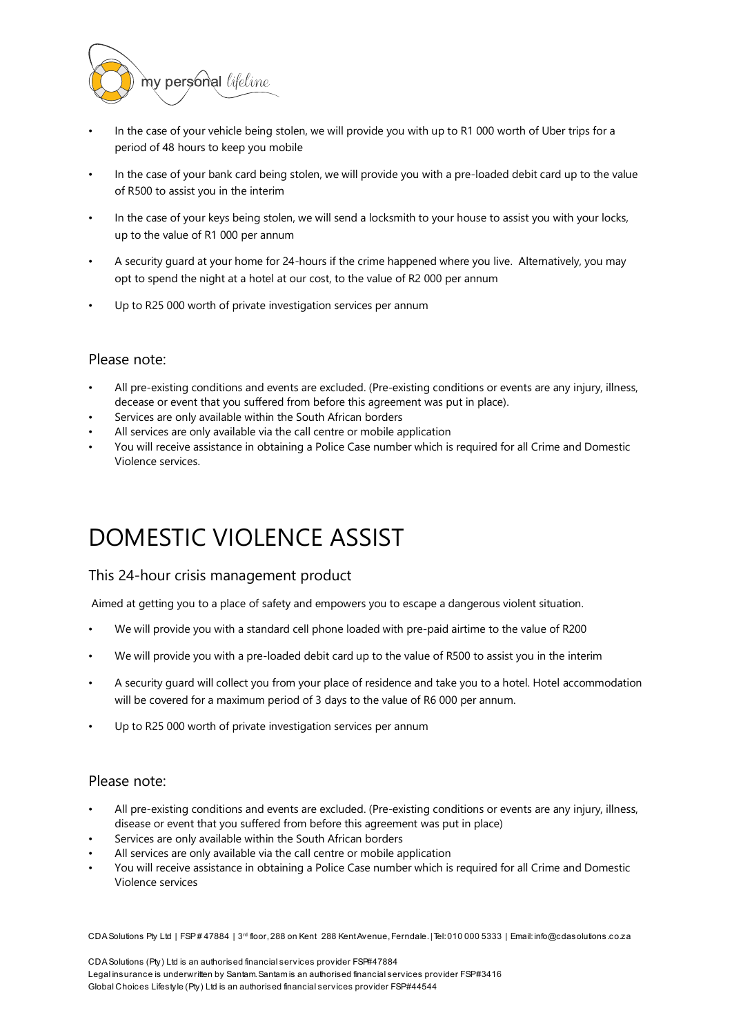- In the case of your vehicle being stolen, we will provide you with up to R1 000 worth of Uber trips for a period of 48 hours to keep you mobile
- In the case of your bank card being stolen, we will provide you with a pre-loaded debit card up to the value of R500 to assist you in the interim
- In the case of your keys being stolen, we will send a locksmith to your house to assist you with your locks, up to the value of R1 000 per annum
- A security guard at your home for 24-hours if the crime happened where you live. Alternatively, you may opt to spend the night at a hotel at our cost, to the value of R2 000 per annum
- Up to R25 000 worth of private investigation services per annum

### Please note:

- All pre-existing conditions and events are excluded. (Pre-existing conditions or events are any injury, illness, decease or event that you suffered from before this agreement was put in place).
- Services are only available within the South African borders
- All services are only available via the call centre or mobile application
- You will receive assistance in obtaining a Police Case number which is required for all Crime and Domestic Violence services.

# DOMESTIC VIOLENCE ASSIST

### This 24-hour crisis management product

Aimed at getting you to a place of safety and empowers you to escape a dangerous violent situation.

- We will provide you with a standard cell phone loaded with pre-paid airtime to the value of R200
- We will provide you with a pre-loaded debit card up to the value of R500 to assist you in the interim
- A security guard will collect you from your place of residence and take you to a hotel. Hotel accommodation will be covered for a maximum period of 3 days to the value of R6 000 per annum.
- Up to R25 000 worth of private investigation services per annum

### Please note:

- All pre-existing conditions and events are excluded. (Pre-existing conditions or events are any injury, illness, disease or event that you suffered from before this agreement was put in place)
- Services are only available within the South African borders
- All services are only available via the call centre or mobile application
- You will receive assistance in obtaining a Police Case number which is required for all Crime and Domestic Violence services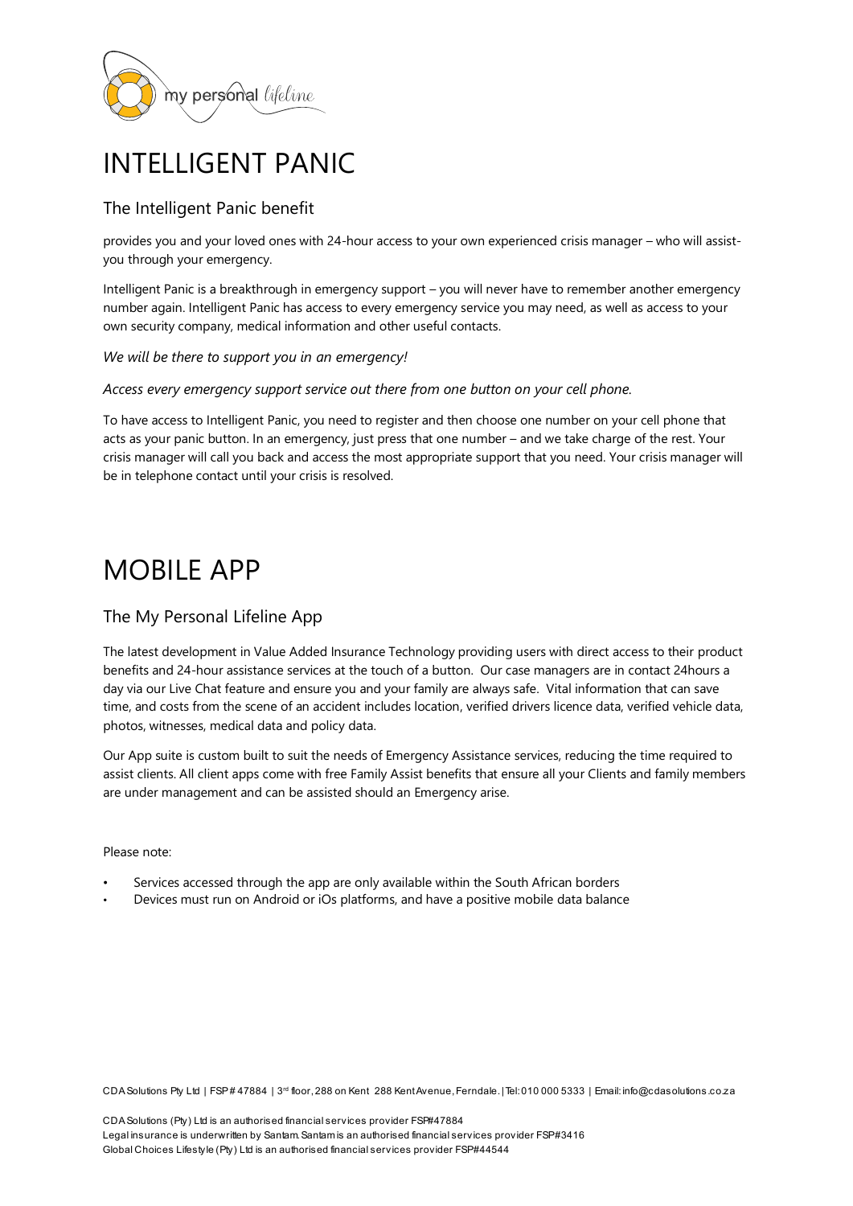# INTELLIGENT PANIC

## The Intelligent Panic benefit

provides you and your loved ones with 24-hour access to your own experienced crisis manager – who will assist-you through your emergency.

Intelligent Panic is a breakthrough in emergency support – you will never have to remember another emergency number again. Intelligent Panic has access to every emergency service you may need, as well as access to your own security company, medical information and other useful contacts.

*We will be there to support you in an emergency!*

*Access every emergency support service out there from one button on your cell phone.*

To have access to Intelligent Panic, you need to register and then choose one number on your cell phone that acts as your panic button. In an emergency, just press that one number – and we take charge of the rest. Your crisis manager will call you back and access the most appropriate support that you need. Your crisis manager will be in telephone contact until your crisis is resolved.

# MOBILE APP

## The My Personal Lifeline App

The latest development in Value Added Insurance Technology providing users with direct access to their product benefits and 24-hour assistance services at the touch of a button. Our case managers are in contact 24hours a day via our Live Chat feature and ensure you and your family are always safe. Vital information that can save time, and costs from the scene of an accident includes location, verified drivers licence data, verified vehicle data, photos, witnesses, medical data and policy data.

Our App suite is custom built to suit the needs of Emergency Assistance services, reducing the time required to assist clients. All client apps come with free Family Assist benefits that ensure all your Clients and family members are under management and can be assisted should an Emergency arise.

Please note:

- Services accessed through the app are only available within the South African borders
- Devices must run on Android or iOs platforms, and have a positive mobile data balance

CDA Solutions Pty Ltd | FSP # 47884 | 3rd floor, 288 on Kent 288 Kent Avenue, Ferndale. | Tel: 010 000 5333 | Email: info@cdasolutions.co.za

CDA Solutions (Pty) Ltd is an authorised financial services provider FSP#47884
Legal insurance is underwritten by Santam. Santam is an authorised financial services provider FSP#3416
Global Choices Lifestyle (Pty) Ltd is an authorised financial services provider FSP#44544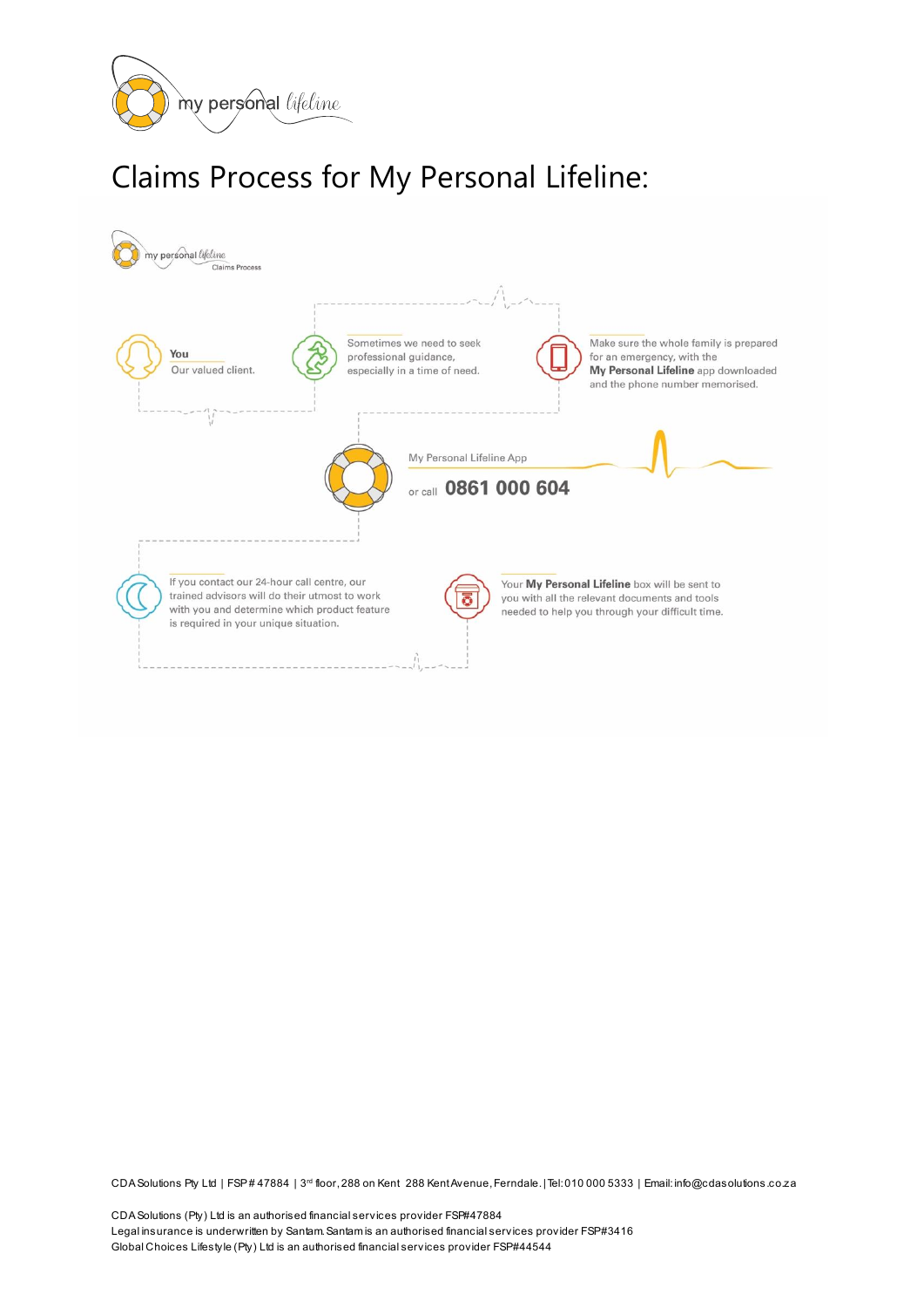# Claims Process for My Personal Lifeline:

my personal lifeline
Claims Process

**You**
Our valued client.

Sometimes we need to seek professional guidance, especially in a time of need.

Make sure the whole family is prepared for an emergency, with the **My Personal Lifeline** app downloaded and the phone number memorised.

My Personal Lifeline App

or call **0861 000 604**

If you contact our 24-hour call centre, our trained advisors will do their utmost to work with you and determine which product feature is required in your unique situation.

Your **My Personal Lifeline** box will be sent to you with all the relevant documents and tools needed to help you through your difficult time.

CDA Solutions Pty Ltd | FSP # 47884 | 3rd floor, 288 on Kent 288 Kent Avenue, Ferndale. | Tel: 010 000 5333 | Email: info@cdasolutions.co.za

CDA Solutions (Pty) Ltd is an authorised financial services provider FSP#47884
Legal insurance is underwritten by Santam. Santam is an authorised financial services provider FSP#3416
Global Choices Lifestyle (Pty) Ltd is an authorised financial services provider FSP#44544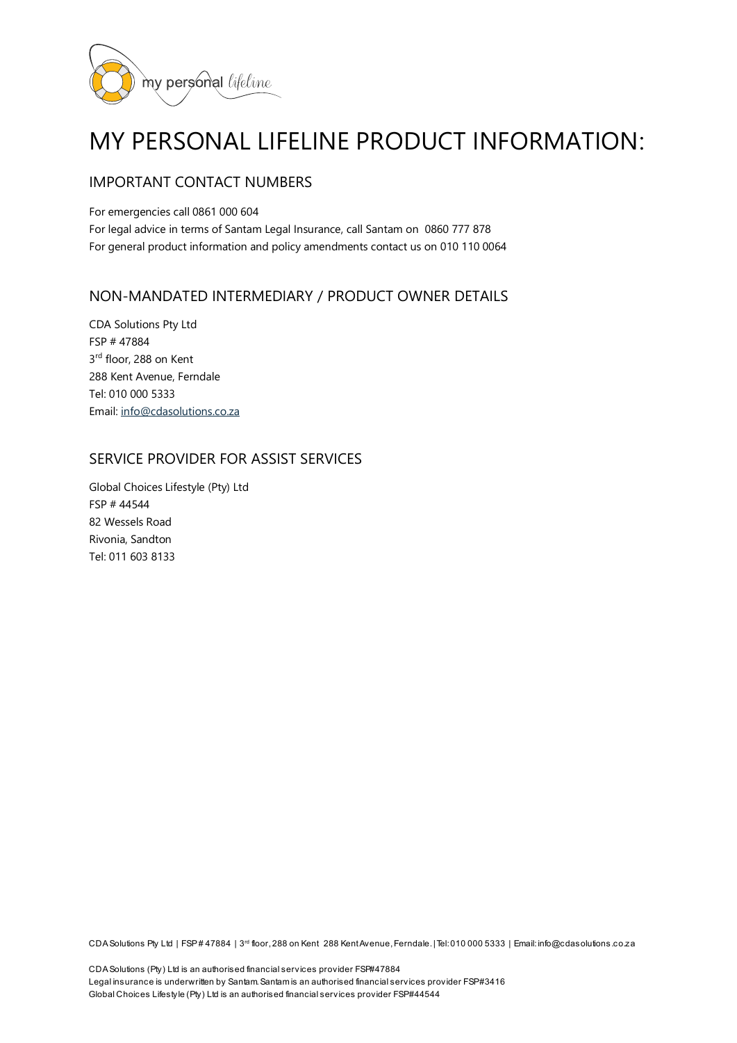# MY PERSONAL LIFELINE PRODUCT INFORMATION:

## IMPORTANT CONTACT NUMBERS

For emergencies call 0861 000 604

For legal advice in terms of Santam Legal Insurance, call Santam on 0860 777 878

For general product information and policy amendments contact us on 010 110 0064

## NON-MANDATED INTERMEDIARY / PRODUCT OWNER DETAILS

CDA Solutions Pty Ltd
FSP # 47884
3rd floor, 288 on Kent
288 Kent Avenue, Ferndale
Tel: 010 000 5333
Email: info@cdasolutions.co.za

## SERVICE PROVIDER FOR ASSIST SERVICES

Global Choices Lifestyle (Pty) Ltd
FSP # 44544
82 Wessels Road
Rivonia, Sandton
Tel: 011 603 8133

CDA Solutions Pty Ltd | FSP # 47884 | 3rd floor, 288 on Kent 288 Kent Avenue, Ferndale. | Tel: 010 000 5333 | Email: info@cdasolutions.co.za

CDA Solutions (Pty) Ltd is an authorised financial services provider FSP#47884
Legal insurance is underwritten by Santam. Santam is an authorised financial services provider FSP#3416
Global Choices Lifestyle (Pty) Ltd is an authorised financial services provider FSP#44544